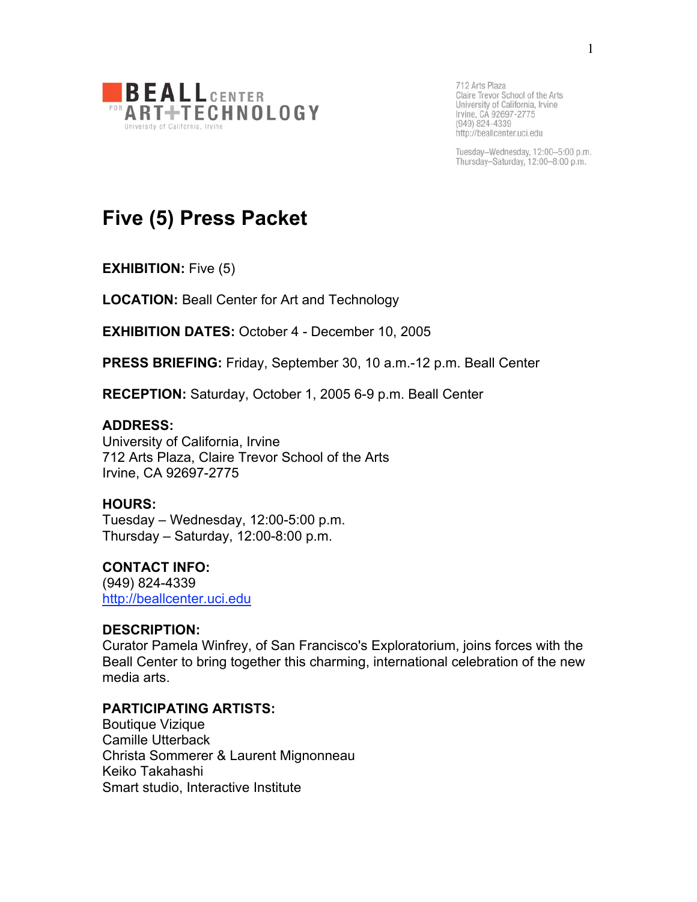BEALL CENTER FOR ART+TECHNOLOGY
University of California, Irvine

712 Arts Plaza
Claire Trevor School of the Arts
University of California, Irvine
Irvine, CA 92697-2775
(949) 824-4339
http://beallcenter.uci.edu

Tuesday–Wednesday, 12:00–5:00 p.m.
Thursday–Saturday, 12:00–8:00 p.m.

# Five (5) Press Packet

**EXHIBITION:** Five (5)

**LOCATION:** Beall Center for Art and Technology

**EXHIBITION DATES:** October 4 - December 10, 2005

**PRESS BRIEFING:** Friday, September 30, 10 a.m.-12 p.m. Beall Center

**RECEPTION:** Saturday, October 1, 2005 6-9 p.m. Beall Center

**ADDRESS:**
University of California, Irvine
712 Arts Plaza, Claire Trevor School of the Arts
Irvine, CA 92697-2775

**HOURS:**
Tuesday – Wednesday, 12:00-5:00 p.m.
Thursday – Saturday, 12:00-8:00 p.m.

**CONTACT INFO:**
(949) 824-4339
http://beallcenter.uci.edu

**DESCRIPTION:**
Curator Pamela Winfrey, of San Francisco's Exploratorium, joins forces with the Beall Center to bring together this charming, international celebration of the new media arts.

**PARTICIPATING ARTISTS:**
Boutique Vizique
Camille Utterback
Christa Sommerer & Laurent Mignonneau
Keiko Takahashi
Smart studio, Interactive Institute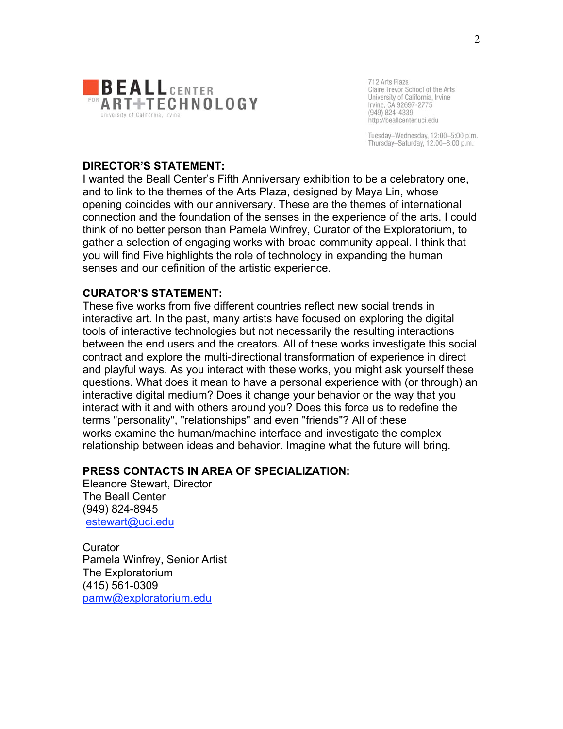**BEALL CENTER FOR ART+TECHNOLOGY**
University of California, Irvine

712 Arts Plaza
Claire Trevor School of the Arts
University of California, Irvine
Irvine, CA 92697-2775
(949) 824-4339
http://beallcenter.uci.edu

Tuesday–Wednesday, 12:00–5:00 p.m.
Thursday–Saturday, 12:00–8:00 p.m.

**DIRECTOR'S STATEMENT:**
I wanted the Beall Center's Fifth Anniversary exhibition to be a celebratory one, and to link to the themes of the Arts Plaza, designed by Maya Lin, whose opening coincides with our anniversary. These are the themes of international connection and the foundation of the senses in the experience of the arts. I could think of no better person than Pamela Winfrey, Curator of the Exploratorium, to gather a selection of engaging works with broad community appeal. I think that you will find Five highlights the role of technology in expanding the human senses and our definition of the artistic experience.

**CURATOR'S STATEMENT:**
These five works from five different countries reflect new social trends in interactive art. In the past, many artists have focused on exploring the digital tools of interactive technologies but not necessarily the resulting interactions between the end users and the creators. All of these works investigate this social contract and explore the multi-directional transformation of experience in direct and playful ways. As you interact with these works, you might ask yourself these questions. What does it mean to have a personal experience with (or through) an interactive digital medium? Does it change your behavior or the way that you interact with it and with others around you? Does this force us to redefine the terms "personality", "relationships" and even "friends"? All of these works examine the human/machine interface and investigate the complex relationship between ideas and behavior. Imagine what the future will bring.

**PRESS CONTACTS IN AREA OF SPECIALIZATION:**
Eleanore Stewart, Director
The Beall Center
(949) 824-8945
estewart@uci.edu

Curator
Pamela Winfrey, Senior Artist
The Exploratorium
(415) 561-0309
pamw@exploratorium.edu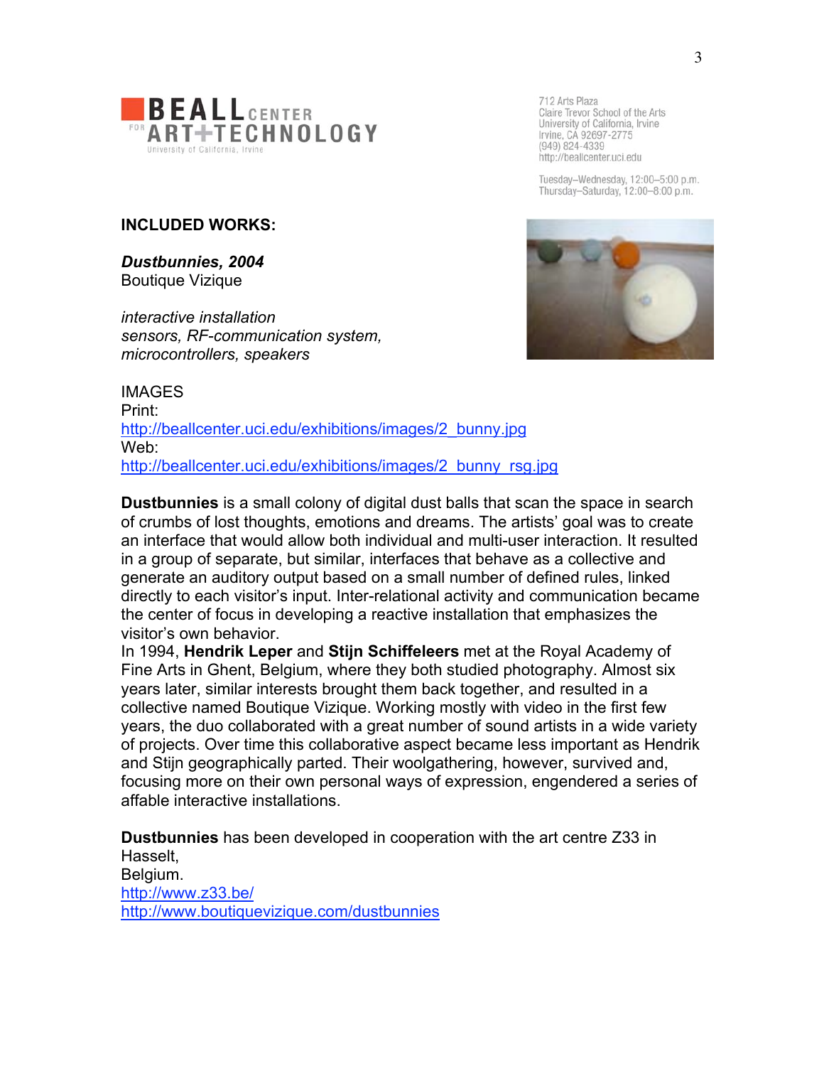**BEALL CENTER FOR ART+TECHNOLOGY**
University of California, Irvine

712 Arts Plaza
Claire Trevor School of the Arts
University of California, Irvine
Irvine, CA 92697-2775
(949) 824-4339
http://beallcenter.uci.edu

Tuesday–Wednesday, 12:00–5:00 p.m.
Thursday–Saturday, 12:00–8:00 p.m.

**INCLUDED WORKS:**

***Dustbunnies, 2004***
Boutique Vizique

*interactive installation*
*sensors, RF-communication system, microcontrollers, speakers*

IMAGES
Print:
http://beallcenter.uci.edu/exhibitions/images/2_bunny.jpg
Web:
http://beallcenter.uci.edu/exhibitions/images/2_bunny_rsg.jpg

**Dustbunnies** is a small colony of digital dust balls that scan the space in search of crumbs of lost thoughts, emotions and dreams. The artists' goal was to create an interface that would allow both individual and multi-user interaction. It resulted in a group of separate, but similar, interfaces that behave as a collective and generate an auditory output based on a small number of defined rules, linked directly to each visitor's input. Inter-relational activity and communication became the center of focus in developing a reactive installation that emphasizes the visitor's own behavior.
In 1994, **Hendrik Leper** and **Stijn Schiffeleers** met at the Royal Academy of Fine Arts in Ghent, Belgium, where they both studied photography. Almost six years later, similar interests brought them back together, and resulted in a collective named Boutique Vizique. Working mostly with video in the first few years, the duo collaborated with a great number of sound artists in a wide variety of projects. Over time this collaborative aspect became less important as Hendrik and Stijn geographically parted. Their woolgathering, however, survived and, focusing more on their own personal ways of expression, engendered a series of affable interactive installations.

**Dustbunnies** has been developed in cooperation with the art centre Z33 in Hasselt,
Belgium.
http://www.z33.be/
http://www.boutiquevizique.com/dustbunnies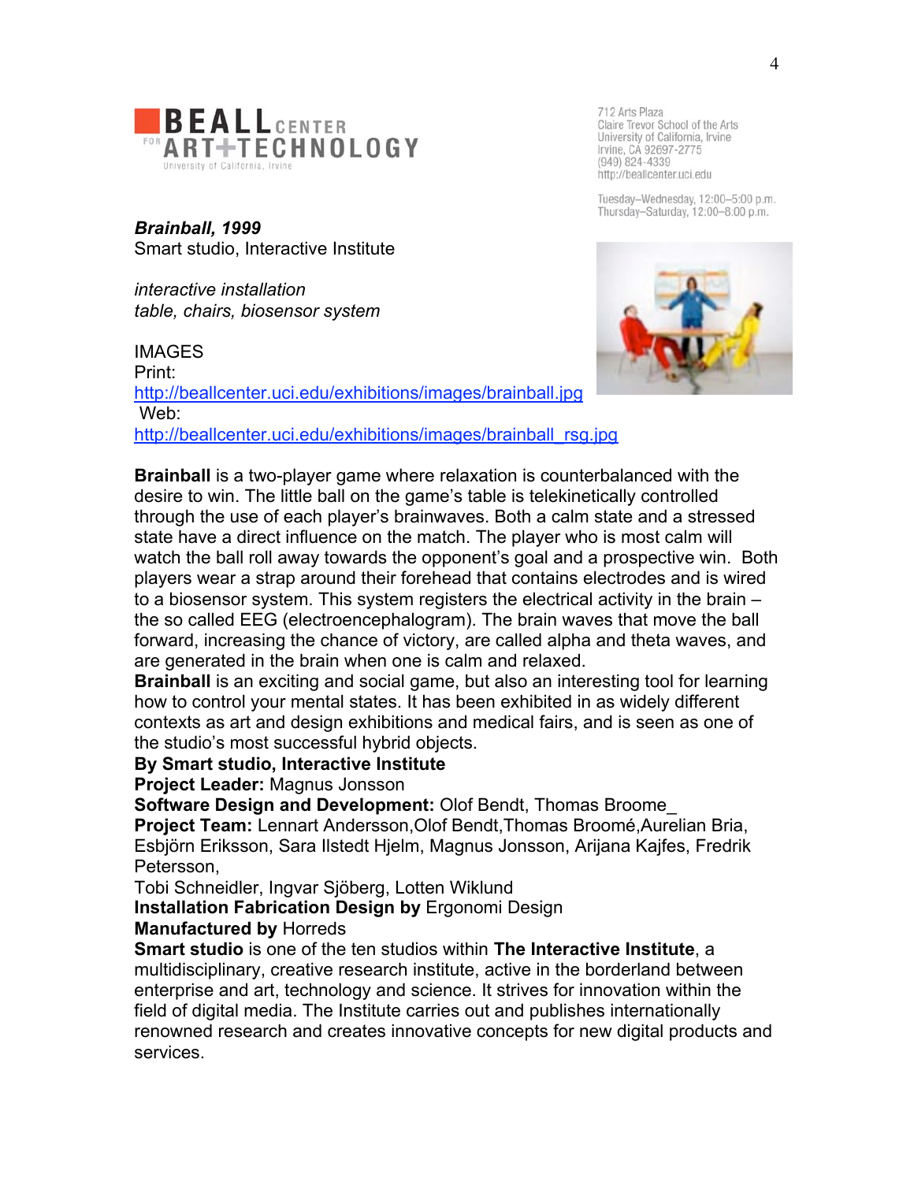BEALL CENTER FOR ART+TECHNOLOGY
University of California, Irvine

712 Arts Plaza
Claire Trevor School of the Arts
University of California, Irvine
Irvine, CA 92697-2775
(949) 824-4339
http://beallcenter.uci.edu

Tuesday–Wednesday, 12:00–5:00 p.m.
Thursday–Saturday, 12:00–8:00 p.m.

***Brainball, 1999***
Smart studio, Interactive Institute

*interactive installation*
*table, chairs, biosensor system*

IMAGES
Print:
http://beallcenter.uci.edu/exhibitions/images/brainball.jpg
Web:
http://beallcenter.uci.edu/exhibitions/images/brainball_rsg.jpg

**Brainball** is a two-player game where relaxation is counterbalanced with the desire to win. The little ball on the game's table is telekinetically controlled through the use of each player's brainwaves. Both a calm state and a stressed state have a direct influence on the match. The player who is most calm will watch the ball roll away towards the opponent's goal and a prospective win. Both players wear a strap around their forehead that contains electrodes and is wired to a biosensor system. This system registers the electrical activity in the brain – the so called EEG (electroencephalogram). The brain waves that move the ball forward, increasing the chance of victory, are called alpha and theta waves, and are generated in the brain when one is calm and relaxed.
**Brainball** is an exciting and social game, but also an interesting tool for learning how to control your mental states. It has been exhibited in as widely different contexts as art and design exhibitions and medical fairs, and is seen as one of the studio's most successful hybrid objects.
**By Smart studio, Interactive Institute**
**Project Leader:** Magnus Jonsson
**Software Design and Development:** Olof Bendt, Thomas Broome_
**Project Team:** Lennart Andersson,Olof Bendt,Thomas Broomé,Aurelian Bria, Esbjörn Eriksson, Sara Ilstedt Hjelm, Magnus Jonsson, Arijana Kajfes, Fredrik Petersson,
Tobi Schneidler, Ingvar Sjöberg, Lotten Wiklund
**Installation Fabrication Design by** Ergonomi Design
**Manufactured by** Horreds
**Smart studio** is one of the ten studios within **The Interactive Institute**, a multidisciplinary, creative research institute, active in the borderland between enterprise and art, technology and science. It strives for innovation within the field of digital media. The Institute carries out and publishes internationally renowned research and creates innovative concepts for new digital products and services.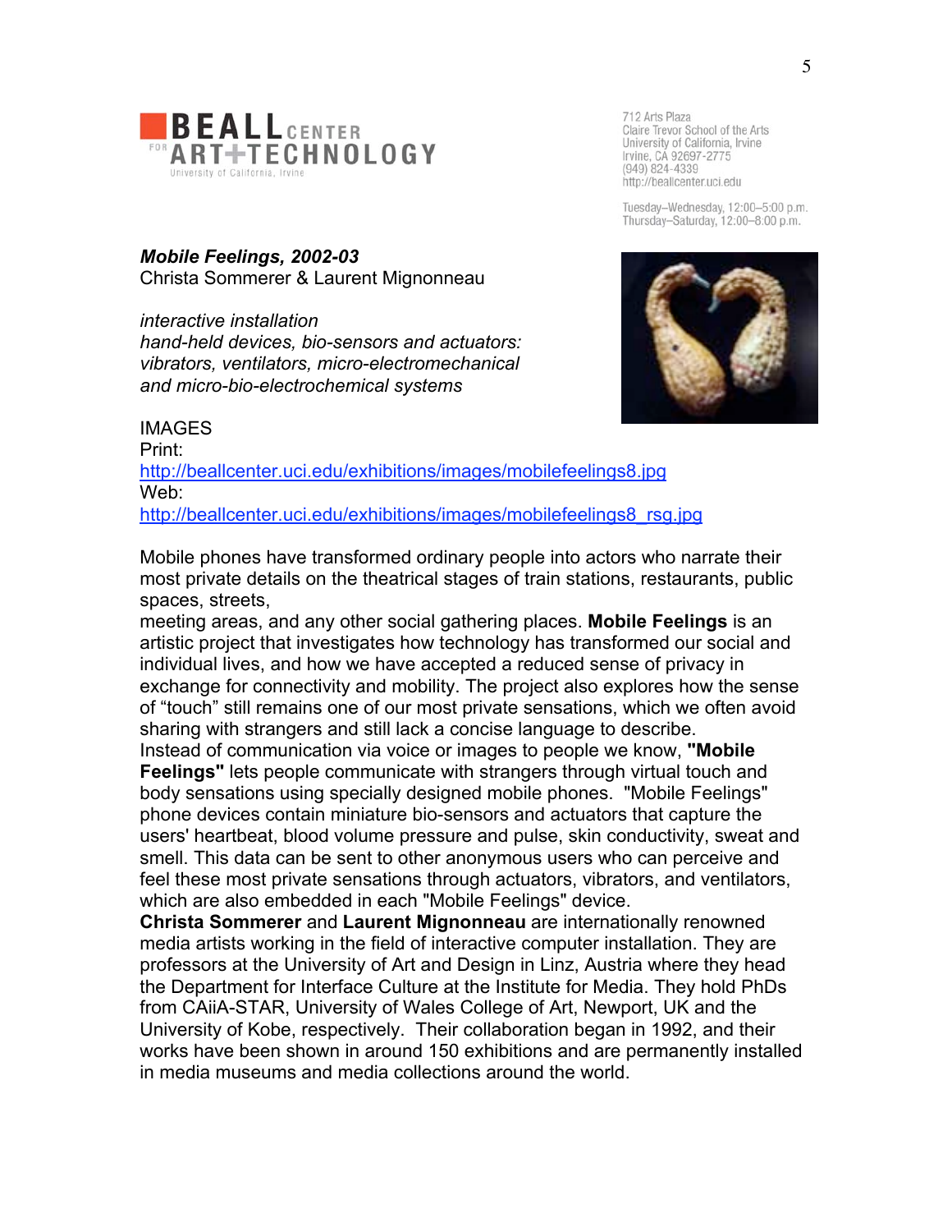**BEALL** CENTER FOR **ART+TECHNOLOGY**
University of California, Irvine

712 Arts Plaza
Claire Trevor School of the Arts
University of California, Irvine
Irvine, CA 92697-2775
(949) 824-4339
http://beallcenter.uci.edu

Tuesday–Wednesday, 12:00–5:00 p.m.
Thursday–Saturday, 12:00–8:00 p.m.

***Mobile Feelings, 2002-03***
Christa Sommerer & Laurent Mignonneau

*interactive installation*
*hand-held devices, bio-sensors and actuators: vibrators, ventilators, micro-electromechanical and micro-bio-electrochemical systems*

IMAGES
Print:
http://beallcenter.uci.edu/exhibitions/images/mobilefeelings8.jpg
Web:
http://beallcenter.uci.edu/exhibitions/images/mobilefeelings8_rsg.jpg

Mobile phones have transformed ordinary people into actors who narrate their most private details on the theatrical stages of train stations, restaurants, public spaces, streets,
meeting areas, and any other social gathering places. **Mobile Feelings** is an artistic project that investigates how technology has transformed our social and individual lives, and how we have accepted a reduced sense of privacy in exchange for connectivity and mobility. The project also explores how the sense of "touch" still remains one of our most private sensations, which we often avoid sharing with strangers and still lack a concise language to describe.
Instead of communication via voice or images to people we know, **"Mobile Feelings"** lets people communicate with strangers through virtual touch and body sensations using specially designed mobile phones. "Mobile Feelings" phone devices contain miniature bio-sensors and actuators that capture the users' heartbeat, blood volume pressure and pulse, skin conductivity, sweat and smell. This data can be sent to other anonymous users who can perceive and feel these most private sensations through actuators, vibrators, and ventilators, which are also embedded in each "Mobile Feelings" device.
**Christa Sommerer** and **Laurent Mignonneau** are internationally renowned media artists working in the field of interactive computer installation. They are professors at the University of Art and Design in Linz, Austria where they head the Department for Interface Culture at the Institute for Media. They hold PhDs from CAiiA-STAR, University of Wales College of Art, Newport, UK and the University of Kobe, respectively. Their collaboration began in 1992, and their works have been shown in around 150 exhibitions and are permanently installed in media museums and media collections around the world.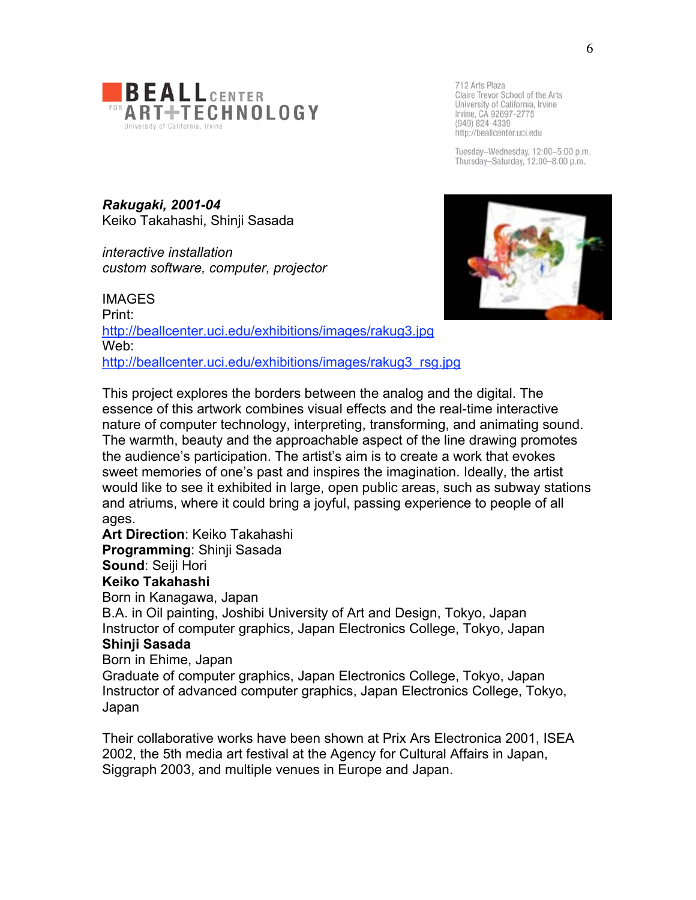BEALL CENTER FOR ART+TECHNOLOGY
University of California, Irvine

712 Arts Plaza
Claire Trevor School of the Arts
University of California, Irvine
Irvine, CA 92697-2775
(949) 824-4339
http://beallcenter.uci.edu

Tuesday–Wednesday, 12:00–5:00 p.m.
Thursday–Saturday, 12:00–8:00 p.m.

***Rakugaki, 2001-04***
Keiko Takahashi, Shinji Sasada

*interactive installation*
*custom software, computer, projector*

IMAGES
Print:
http://beallcenter.uci.edu/exhibitions/images/rakug3.jpg
Web:
http://beallcenter.uci.edu/exhibitions/images/rakug3_rsg.jpg

This project explores the borders between the analog and the digital. The essence of this artwork combines visual effects and the real-time interactive nature of computer technology, interpreting, transforming, and animating sound. The warmth, beauty and the approachable aspect of the line drawing promotes the audience's participation. The artist's aim is to create a work that evokes sweet memories of one's past and inspires the imagination. Ideally, the artist would like to see it exhibited in large, open public areas, such as subway stations and atriums, where it could bring a joyful, passing experience to people of all ages.

**Art Direction**: Keiko Takahashi
**Programming**: Shinji Sasada
**Sound**: Seiji Hori

**Keiko Takahashi**
Born in Kanagawa, Japan
B.A. in Oil painting, Joshibi University of Art and Design, Tokyo, Japan
Instructor of computer graphics, Japan Electronics College, Tokyo, Japan

**Shinji Sasada**
Born in Ehime, Japan
Graduate of computer graphics, Japan Electronics College, Tokyo, Japan
Instructor of advanced computer graphics, Japan Electronics College, Tokyo, Japan

Their collaborative works have been shown at Prix Ars Electronica 2001, ISEA 2002, the 5th media art festival at the Agency for Cultural Affairs in Japan, Siggraph 2003, and multiple venues in Europe and Japan.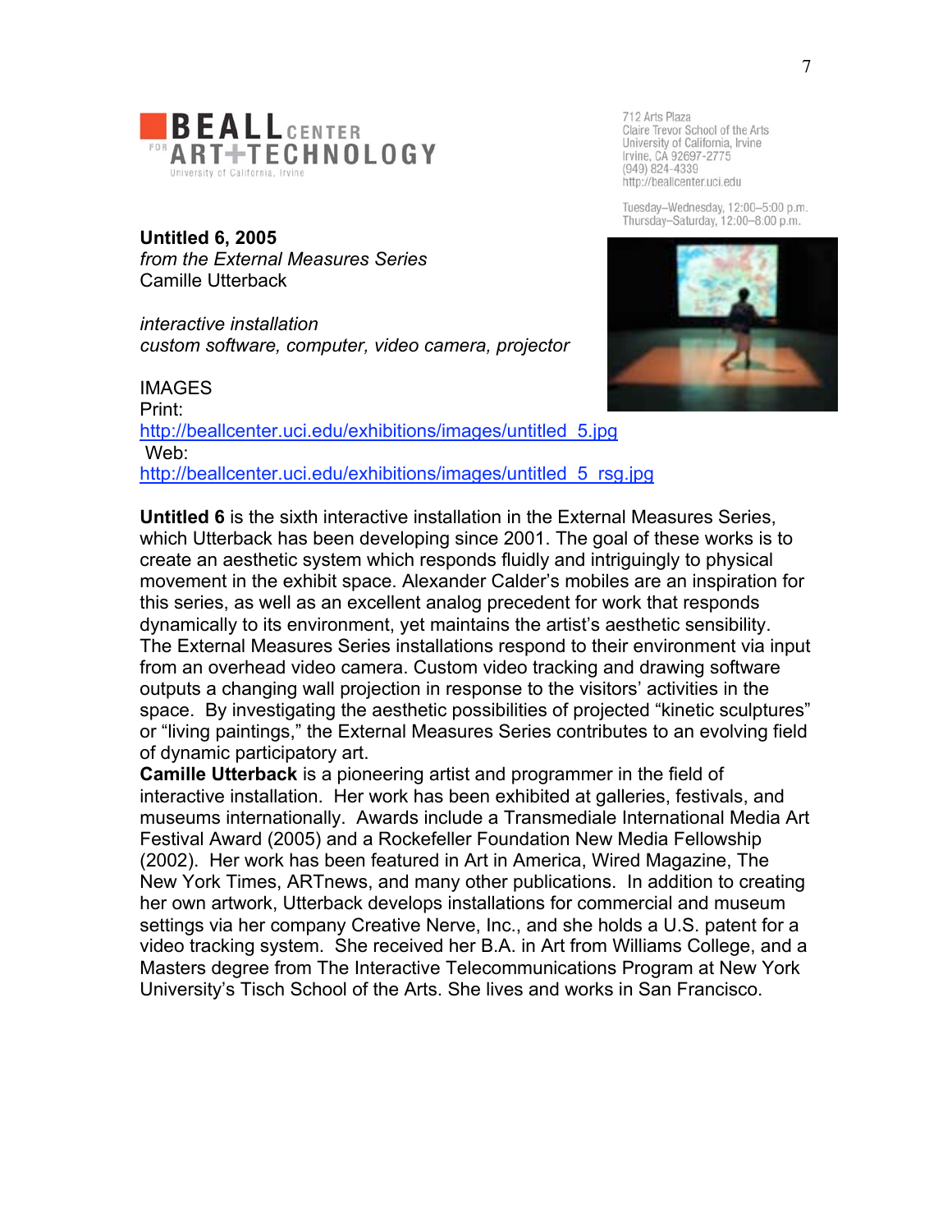**BEALL CENTER FOR ART+TECHNOLOGY**
University of California, Irvine

712 Arts Plaza
Claire Trevor School of the Arts
University of California, Irvine
Irvine, CA 92697-2775
(949) 824-4339
http://beallcenter.uci.edu

Tuesday–Wednesday, 12:00–5:00 p.m.
Thursday–Saturday, 12:00–8:00 p.m.

**Untitled 6, 2005**
*from the External Measures Series*
Camille Utterback

*interactive installation*
*custom software, computer, video camera, projector*

IMAGES
Print:
http://beallcenter.uci.edu/exhibitions/images/untitled_5.jpg
Web:
http://beallcenter.uci.edu/exhibitions/images/untitled_5_rsg.jpg

**Untitled 6** is the sixth interactive installation in the External Measures Series, which Utterback has been developing since 2001. The goal of these works is to create an aesthetic system which responds fluidly and intriguingly to physical movement in the exhibit space. Alexander Calder's mobiles are an inspiration for this series, as well as an excellent analog precedent for work that responds dynamically to its environment, yet maintains the artist's aesthetic sensibility. The External Measures Series installations respond to their environment via input from an overhead video camera. Custom video tracking and drawing software outputs a changing wall projection in response to the visitors' activities in the space. By investigating the aesthetic possibilities of projected "kinetic sculptures" or "living paintings," the External Measures Series contributes to an evolving field of dynamic participatory art.

**Camille Utterback** is a pioneering artist and programmer in the field of interactive installation. Her work has been exhibited at galleries, festivals, and museums internationally. Awards include a Transmediale International Media Art Festival Award (2005) and a Rockefeller Foundation New Media Fellowship (2002). Her work has been featured in Art in America, Wired Magazine, The New York Times, ARTnews, and many other publications. In addition to creating her own artwork, Utterback develops installations for commercial and museum settings via her company Creative Nerve, Inc., and she holds a U.S. patent for a video tracking system. She received her B.A. in Art from Williams College, and a Masters degree from The Interactive Telecommunications Program at New York University's Tisch School of the Arts. She lives and works in San Francisco.